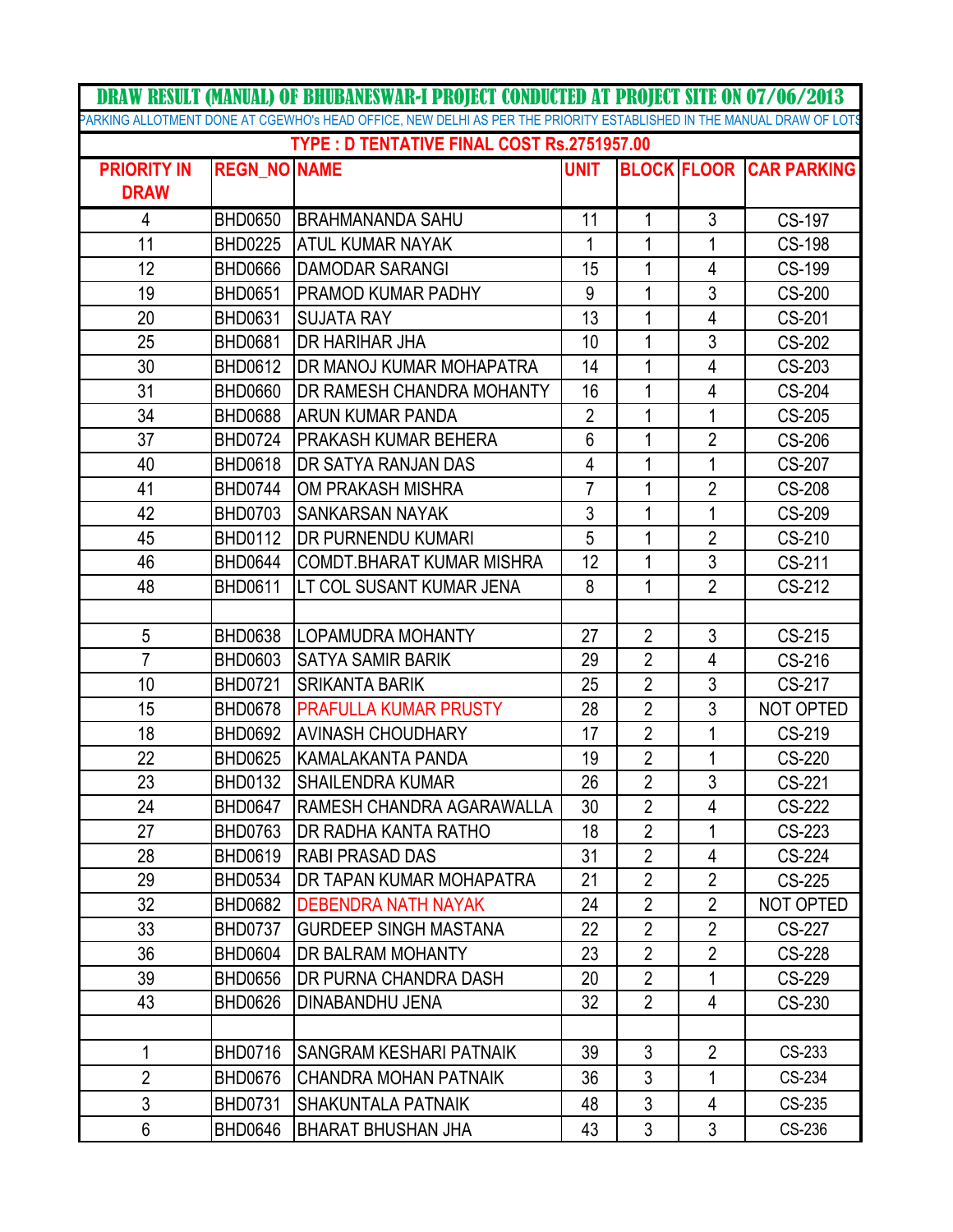# DRAW RESULT (MANUAL) OF BHUBANESWAR-I PROJECT CONDUCTED AT PROJECT SITE ON 07/06/2013

PARKING ALLOTMENT DONE AT CGEWHO's HEAD OFFICE, NEW DELHI AS PER THE PRIORITY ESTABLISHED IN THE MANUAL DRAW OF LOTS

## TYPE : D TENTATIVE FINAL COST Rs.2751957.00

| PRIORITY IN DRAW | REGN_NO | NAME | UNIT | BLOCK | FLOOR | CAR PARKING |
|---|---|---|---|---|---|---|
| 4 | BHD0650 | BRAHMANANDA SAHU | 11 | 1 | 3 | CS-197 |
| 11 | BHD0225 | ATUL KUMAR NAYAK | 1 | 1 | 1 | CS-198 |
| 12 | BHD0666 | DAMODAR SARANGI | 15 | 1 | 4 | CS-199 |
| 19 | BHD0651 | PRAMOD KUMAR PADHY | 9 | 1 | 3 | CS-200 |
| 20 | BHD0631 | SUJATA RAY | 13 | 1 | 4 | CS-201 |
| 25 | BHD0681 | DR HARIHAR JHA | 10 | 1 | 3 | CS-202 |
| 30 | BHD0612 | DR MANOJ KUMAR MOHAPATRA | 14 | 1 | 4 | CS-203 |
| 31 | BHD0660 | DR RAMESH CHANDRA MOHANTY | 16 | 1 | 4 | CS-204 |
| 34 | BHD0688 | ARUN KUMAR PANDA | 2 | 1 | 1 | CS-205 |
| 37 | BHD0724 | PRAKASH KUMAR BEHERA | 6 | 1 | 2 | CS-206 |
| 40 | BHD0618 | DR SATYA RANJAN DAS | 4 | 1 | 1 | CS-207 |
| 41 | BHD0744 | OM PRAKASH MISHRA | 7 | 1 | 2 | CS-208 |
| 42 | BHD0703 | SANKARSAN NAYAK | 3 | 1 | 1 | CS-209 |
| 45 | BHD0112 | DR PURNENDU KUMARI | 5 | 1 | 2 | CS-210 |
| 46 | BHD0644 | COMDT.BHARAT KUMAR MISHRA | 12 | 1 | 3 | CS-211 |
| 48 | BHD0611 | LT COL SUSANT KUMAR JENA | 8 | 1 | 2 | CS-212 |
| | | | | | | |
| 5 | BHD0638 | LOPAMUDRA MOHANTY | 27 | 2 | 3 | CS-215 |
| 7 | BHD0603 | SATYA SAMIR BARIK | 29 | 2 | 4 | CS-216 |
| 10 | BHD0721 | SRIKANTA BARIK | 25 | 2 | 3 | CS-217 |
| 15 | BHD0678 | PRAFULLA KUMAR PRUSTY | 28 | 2 | 3 | NOT OPTED |
| 18 | BHD0692 | AVINASH CHOUDHARY | 17 | 2 | 1 | CS-219 |
| 22 | BHD0625 | KAMALAKANTA PANDA | 19 | 2 | 1 | CS-220 |
| 23 | BHD0132 | SHAILENDRA KUMAR | 26 | 2 | 3 | CS-221 |
| 24 | BHD0647 | RAMESH CHANDRA AGARAWALLA | 30 | 2 | 4 | CS-222 |
| 27 | BHD0763 | DR RADHA KANTA RATHO | 18 | 2 | 1 | CS-223 |
| 28 | BHD0619 | RABI PRASAD DAS | 31 | 2 | 4 | CS-224 |
| 29 | BHD0534 | DR TAPAN KUMAR MOHAPATRA | 21 | 2 | 2 | CS-225 |
| 32 | BHD0682 | DEBENDRA NATH NAYAK | 24 | 2 | 2 | NOT OPTED |
| 33 | BHD0737 | GURDEEP SINGH MASTANA | 22 | 2 | 2 | CS-227 |
| 36 | BHD0604 | DR BALRAM MOHANTY | 23 | 2 | 2 | CS-228 |
| 39 | BHD0656 | DR PURNA CHANDRA DASH | 20 | 2 | 1 | CS-229 |
| 43 | BHD0626 | DINABANDHU JENA | 32 | 2 | 4 | CS-230 |
| | | | | | | |
| 1 | BHD0716 | SANGRAM KESHARI PATNAIK | 39 | 3 | 2 | CS-233 |
| 2 | BHD0676 | CHANDRA MOHAN PATNAIK | 36 | 3 | 1 | CS-234 |
| 3 | BHD0731 | SHAKUNTALA PATNAIK | 48 | 3 | 4 | CS-235 |
| 6 | BHD0646 | BHARAT BHUSHAN JHA | 43 | 3 | 3 | CS-236 |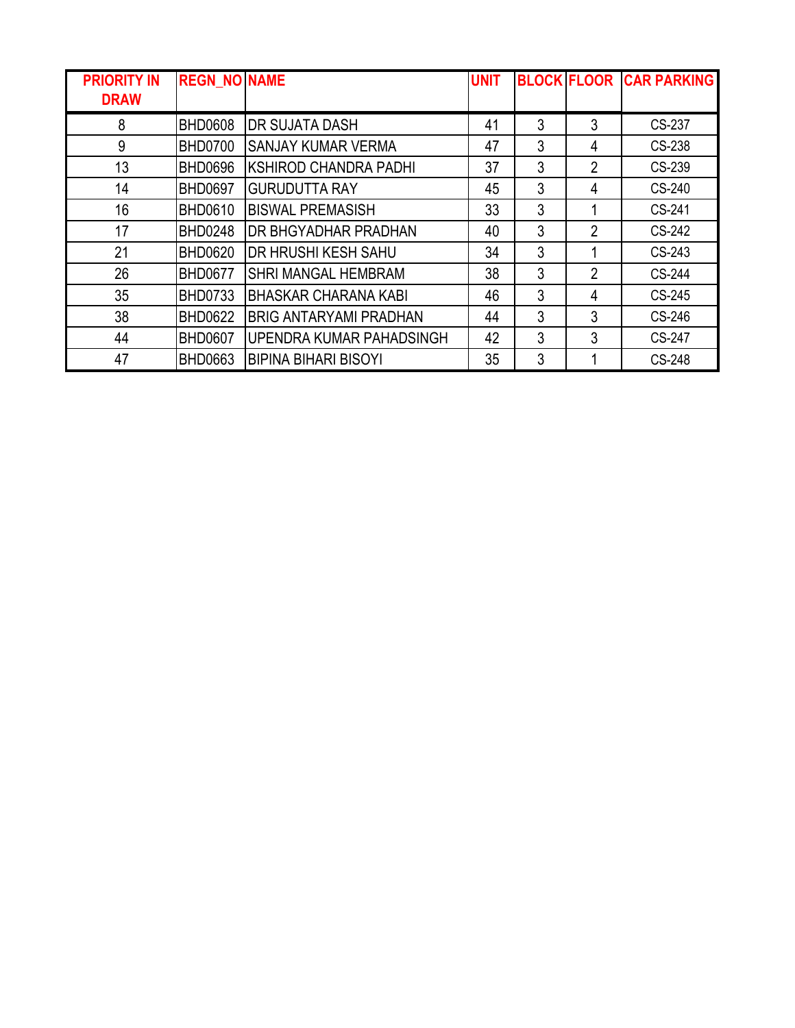| PRIORITY IN DRAW | REGN_NO | NAME | UNIT | BLOCK | FLOOR | CAR PARKING |
|---|---|---|---|---|---|---|
| 8 | BHD0608 | DR SUJATA DASH | 41 | 3 | 3 | CS-237 |
| 9 | BHD0700 | SANJAY KUMAR VERMA | 47 | 3 | 4 | CS-238 |
| 13 | BHD0696 | KSHIROD CHANDRA PADHI | 37 | 3 | 2 | CS-239 |
| 14 | BHD0697 | GURUDUTTA RAY | 45 | 3 | 4 | CS-240 |
| 16 | BHD0610 | BISWAL PREMASISH | 33 | 3 | 1 | CS-241 |
| 17 | BHD0248 | DR BHGYADHAR PRADHAN | 40 | 3 | 2 | CS-242 |
| 21 | BHD0620 | DR HRUSHI KESH SAHU | 34 | 3 | 1 | CS-243 |
| 26 | BHD0677 | SHRI MANGAL HEMBRAM | 38 | 3 | 2 | CS-244 |
| 35 | BHD0733 | BHASKAR CHARANA KABI | 46 | 3 | 4 | CS-245 |
| 38 | BHD0622 | BRIG ANTARYAMI PRADHAN | 44 | 3 | 3 | CS-246 |
| 44 | BHD0607 | UPENDRA KUMAR PAHADSINGH | 42 | 3 | 3 | CS-247 |
| 47 | BHD0663 | BIPINA BIHARI BISOYI | 35 | 3 | 1 | CS-248 |